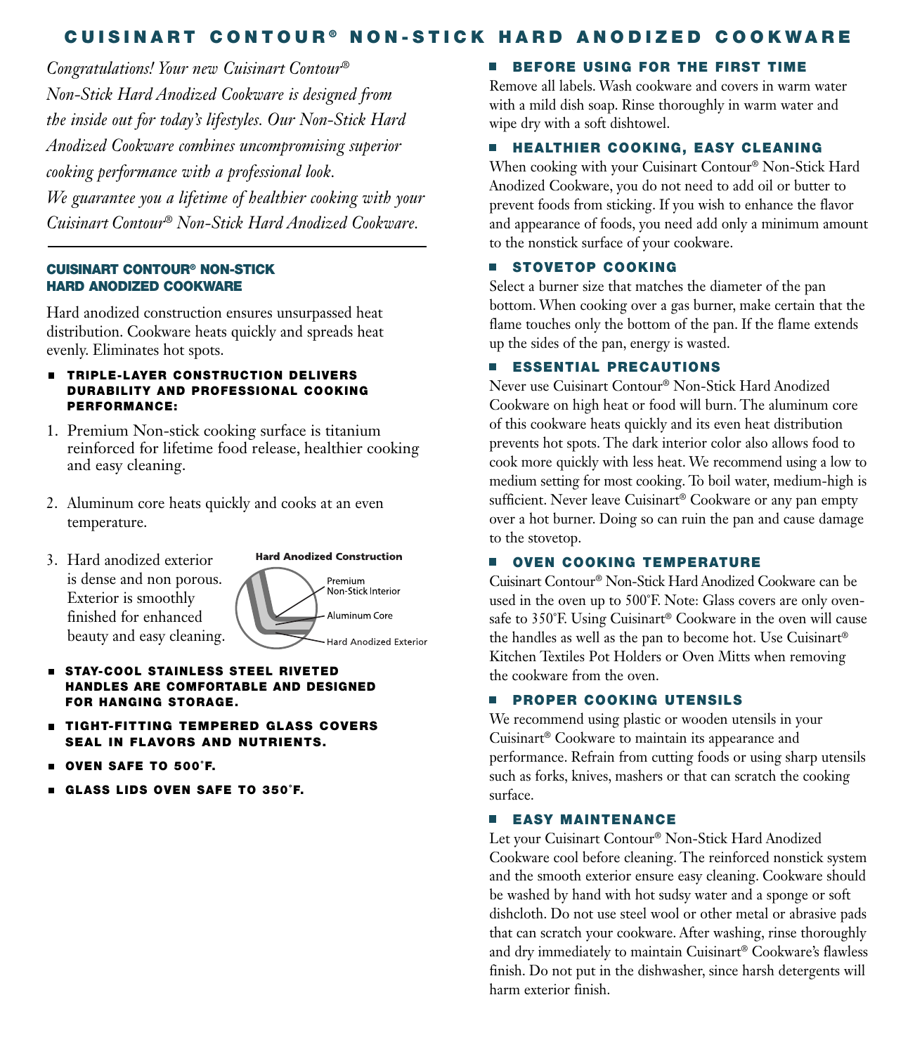# CUISINART CONTOUR® NON-STICK HARD ANODIZED COOKWARE

*Congratulations! Your new Cuisinart Contour® Non-Stick Hard Anodized Cookware is designed from the inside out for today's lifestyles. Our Non-Stick Hard Anodized Cookware combines uncompromising superior cooking performance with a professional look. We guarantee you a lifetime of healthier cooking with your Cuisinart Contour® Non-Stick Hard Anodized Cookware.*

---

### CUISINART CONTOUR® NON-STICK HARD ANODIZED COOKWARE

Hard anodized construction ensures unsurpassed heat distribution. Cookware heats quickly and spreads heat evenly. Eliminates hot spots.

- **TRIPLE-LAYER CONSTRUCTION DELIVERS DURABILITY AND PROFESSIONAL COOKING PERFORMANCE:**

1. Premium Non-stick cooking surface is titanium reinforced for lifetime food release, healthier cooking and easy cleaning.
2. Aluminum core heats quickly and cooks at an even temperature.
3. Hard anodized exterior is dense and non porous. Exterior is smoothly finished for enhanced beauty and easy cleaning.

**Hard Anodized Construction**
- Premium Non-Stick Interior
- Aluminum Core
- Hard Anodized Exterior

- **STAY-COOL STAINLESS STEEL RIVETED HANDLES ARE COMFORTABLE AND DESIGNED FOR HANGING STORAGE.**
- **TIGHT-FITTING TEMPERED GLASS COVERS SEAL IN FLAVORS AND NUTRIENTS.**
- **OVEN SAFE TO 500°F.**
- **GLASS LIDS OVEN SAFE TO 350°F.**

### BEFORE USING FOR THE FIRST TIME

Remove all labels. Wash cookware and covers in warm water with a mild dish soap. Rinse thoroughly in warm water and wipe dry with a soft dishtowel.

### HEALTHIER COOKING, EASY CLEANING

When cooking with your Cuisinart Contour® Non-Stick Hard Anodized Cookware, you do not need to add oil or butter to prevent foods from sticking. If you wish to enhance the flavor and appearance of foods, you need add only a minimum amount to the nonstick surface of your cookware.

### STOVETOP COOKING

Select a burner size that matches the diameter of the pan bottom. When cooking over a gas burner, make certain that the flame touches only the bottom of the pan. If the flame extends up the sides of the pan, energy is wasted.

### ESSENTIAL PRECAUTIONS

Never use Cuisinart Contour® Non-Stick Hard Anodized Cookware on high heat or food will burn. The aluminum core of this cookware heats quickly and its even heat distribution prevents hot spots. The dark interior color also allows food to cook more quickly with less heat. We recommend using a low to medium setting for most cooking. To boil water, medium-high is sufficient. Never leave Cuisinart® Cookware or any pan empty over a hot burner. Doing so can ruin the pan and cause damage to the stovetop.

### OVEN COOKING TEMPERATURE

Cuisinart Contour® Non-Stick Hard Anodized Cookware can be used in the oven up to 500°F. Note: Glass covers are only oven-safe to 350°F. Using Cuisinart® Cookware in the oven will cause the handles as well as the pan to become hot. Use Cuisinart® Kitchen Textiles Pot Holders or Oven Mitts when removing the cookware from the oven.

### PROPER COOKING UTENSILS

We recommend using plastic or wooden utensils in your Cuisinart® Cookware to maintain its appearance and performance. Refrain from cutting foods or using sharp utensils such as forks, knives, mashers or that can scratch the cooking surface.

### EASY MAINTENANCE

Let your Cuisinart Contour® Non-Stick Hard Anodized Cookware cool before cleaning. The reinforced nonstick system and the smooth exterior ensure easy cleaning. Cookware should be washed by hand with hot sudsy water and a sponge or soft dishcloth. Do not use steel wool or other metal or abrasive pads that can scratch your cookware. After washing, rinse thoroughly and dry immediately to maintain Cuisinart® Cookware's flawless finish. Do not put in the dishwasher, since harsh detergents will harm exterior finish.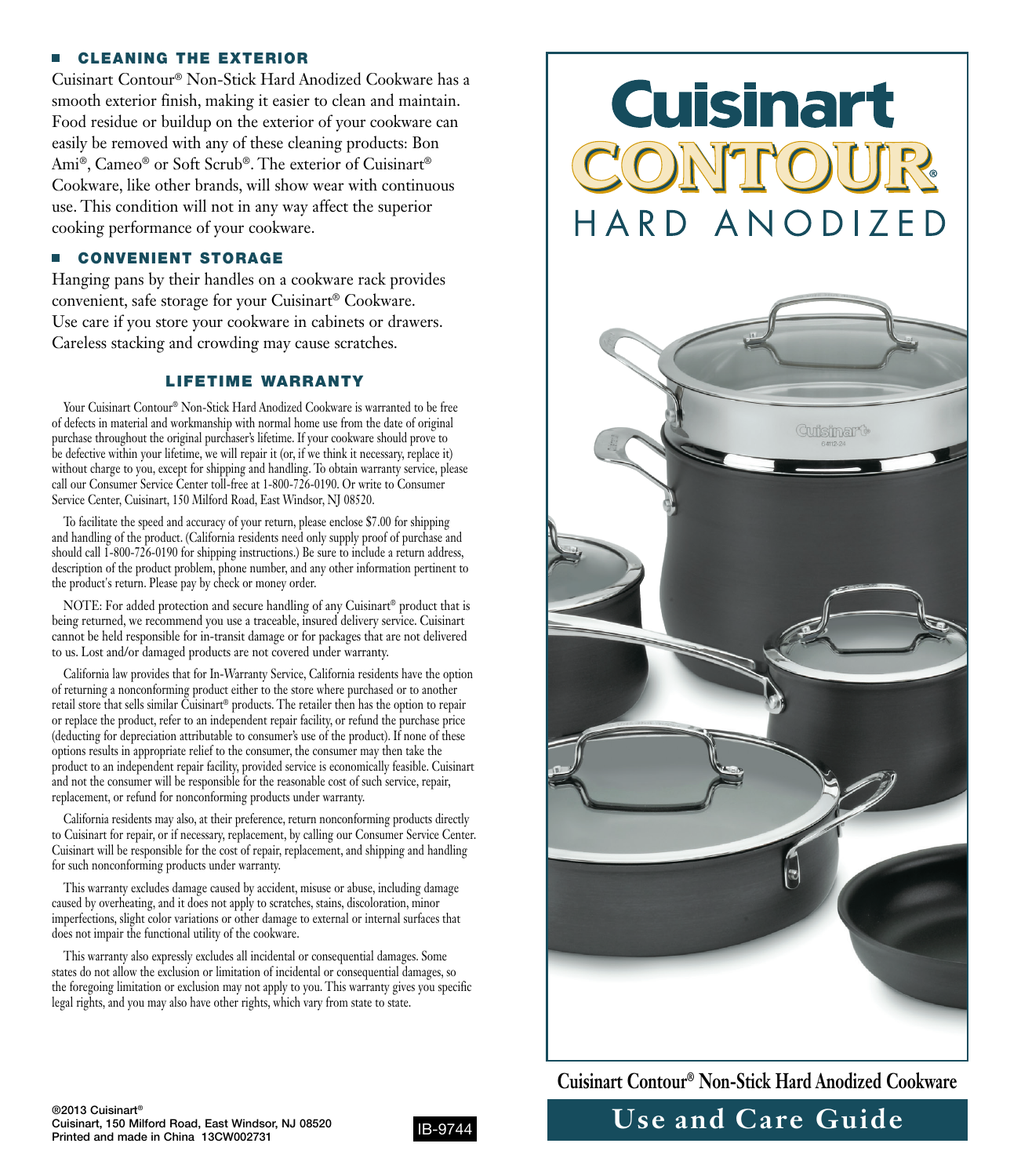## CLEANING THE EXTERIOR

Cuisinart Contour® Non-Stick Hard Anodized Cookware has a smooth exterior finish, making it easier to clean and maintain. Food residue or buildup on the exterior of your cookware can easily be removed with any of these cleaning products: Bon Ami®, Cameo® or Soft Scrub®. The exterior of Cuisinart® Cookware, like other brands, will show wear with continuous use. This condition will not in any way affect the superior cooking performance of your cookware.

## CONVENIENT STORAGE

Hanging pans by their handles on a cookware rack provides convenient, safe storage for your Cuisinart® Cookware. Use care if you store your cookware in cabinets or drawers. Careless stacking and crowding may cause scratches.

## LIFETIME WARRANTY

Your Cuisinart Contour® Non-Stick Hard Anodized Cookware is warranted to be free of defects in material and workmanship with normal home use from the date of original purchase throughout the original purchaser's lifetime. If your cookware should prove to be defective within your lifetime, we will repair it (or, if we think it necessary, replace it) without charge to you, except for shipping and handling. To obtain warranty service, please call our Consumer Service Center toll-free at 1-800-726-0190. Or write to Consumer Service Center, Cuisinart, 150 Milford Road, East Windsor, NJ 08520.

To facilitate the speed and accuracy of your return, please enclose $7.00 for shipping and handling of the product. (California residents need only supply proof of purchase and should call 1-800-726-0190 for shipping instructions.) Be sure to include a return address, description of the product problem, phone number, and any other information pertinent to the product's return. Please pay by check or money order.

NOTE: For added protection and secure handling of any Cuisinart® product that is being returned, we recommend you use a traceable, insured delivery service. Cuisinart cannot be held responsible for in-transit damage or for packages that are not delivered to us. Lost and/or damaged products are not covered under warranty.

California law provides that for In-Warranty Service, California residents have the option of returning a nonconforming product either to the store where purchased or to another retail store that sells similar Cuisinart® products. The retailer then has the option to repair or replace the product, refer to an independent repair facility, or refund the purchase price (deducting for depreciation attributable to consumer's use of the product). If none of these options results in appropriate relief to the consumer, the consumer may then take the product to an independent repair facility, provided service is economically feasible. Cuisinart and not the consumer will be responsible for the reasonable cost of such service, repair, replacement, or refund for nonconforming products under warranty.

California residents may also, at their preference, return nonconforming products directly to Cuisinart for repair, or if necessary, replacement, by calling our Consumer Service Center. Cuisinart will be responsible for the cost of repair, replacement, and shipping and handling for such nonconforming products under warranty.

This warranty excludes damage caused by accident, misuse or abuse, including damage caused by overheating, and it does not apply to scratches, stains, discoloration, minor imperfections, slight color variations or other damage to external or internal surfaces that does not impair the functional utility of the cookware.

This warranty also expressly excludes all incidental or consequential damages. Some states do not allow the exclusion or limitation of incidental or consequential damages, so the foregoing limitation or exclusion may not apply to you. This warranty gives you specific legal rights, and you may also have other rights, which vary from state to state.

©2013 Cuisinart®
Cuisinart, 150 Milford Road, East Windsor, NJ 08520
Printed and made in China 13CW002731

IB-9744

# Cuisinart CONTOUR® HARD ANODIZED

**Cuisinart Contour® Non-Stick Hard Anodized Cookware**

## Use and Care Guide